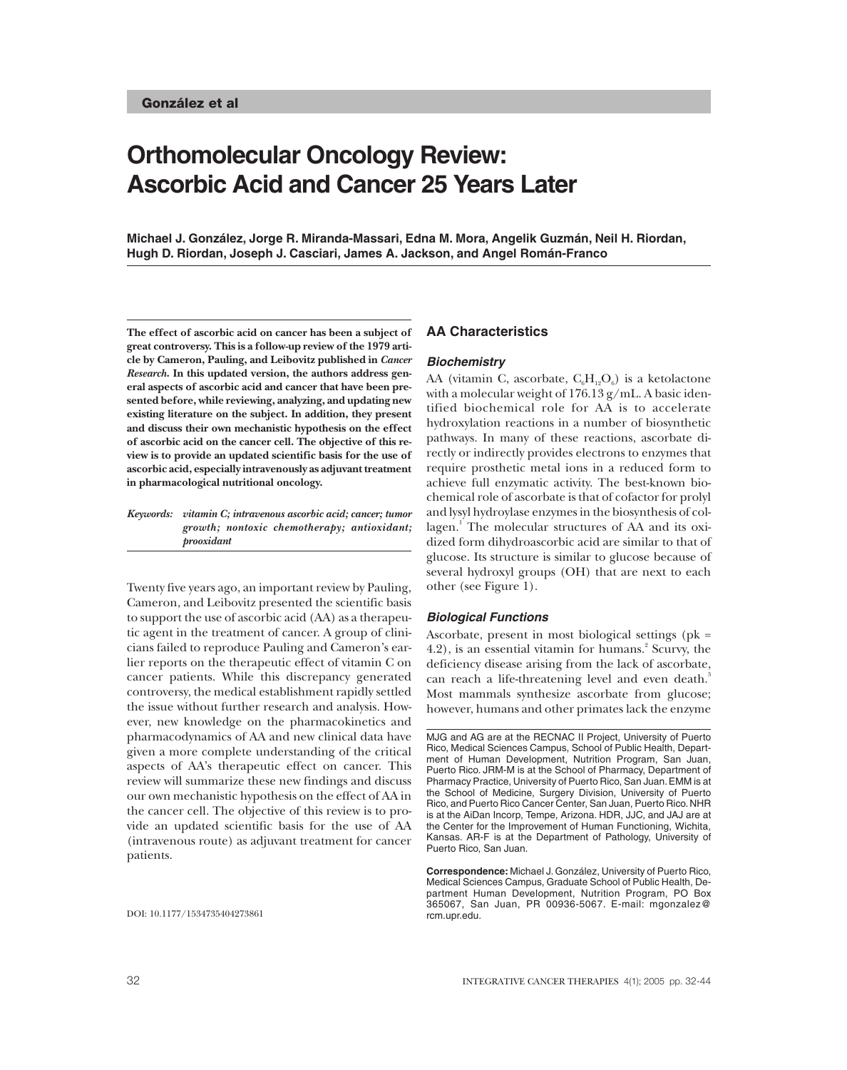# Orthomolecular Oncology Review: Ascorbic Acid and Cancer 25 Years Later

**Michael J. González, Jorge R. Miranda-Massari, Edna M. Mora, Angelik Guzmán, Neil H. Riordan, Hugh D. Riordan, Joseph J. Casciari, James A. Jackson, and Angel Román-Franco**

**The effect of ascorbic acid on cancer has been a subject of great controversy. This is a follow-up review of the 1979 article by Cameron, Pauling, and Leibovitz published in *Cancer Research*. In this updated version, the authors address general aspects of ascorbic acid and cancer that have been presented before, while reviewing, analyzing, and updating new existing literature on the subject. In addition, they present and discuss their own mechanistic hypothesis on the effect of ascorbic acid on the cancer cell. The objective of this review is to provide an updated scientific basis for the use of ascorbic acid, especially intravenously as adjuvant treatment in pharmacological nutritional oncology.**

***Keywords:* *vitamin C; intravenous ascorbic acid; cancer; tumor growth; nontoxic chemotherapy; antioxidant; prooxidant***

Twenty five years ago, an important review by Pauling, Cameron, and Leibovitz presented the scientific basis to support the use of ascorbic acid (AA) as a therapeutic agent in the treatment of cancer. A group of clinicians failed to reproduce Pauling and Cameron's earlier reports on the therapeutic effect of vitamin C on cancer patients. While this discrepancy generated controversy, the medical establishment rapidly settled the issue without further research and analysis. However, new knowledge on the pharmacokinetics and pharmacodynamics of AA and new clinical data have given a more complete understanding of the critical aspects of AA's therapeutic effect on cancer. This review will summarize these new findings and discuss our own mechanistic hypothesis on the effect of AA in the cancer cell. The objective of this review is to provide an updated scientific basis for the use of AA (intravenous route) as adjuvant treatment for cancer patients.

DOI: 10.1177/1534735404273861

## AA Characteristics

### *Biochemistry*

AA (vitamin C, ascorbate, $C_6H_{12}O_6$) is a ketolactone with a molecular weight of 176.13 g/mL. A basic identified biochemical role for AA is to accelerate hydroxylation reactions in a number of biosynthetic pathways. In many of these reactions, ascorbate directly or indirectly provides electrons to enzymes that require prosthetic metal ions in a reduced form to achieve full enzymatic activity. The best-known biochemical role of ascorbate is that of cofactor for prolyl and lysyl hydroylase enzymes in the biosynthesis of collagen.[1] The molecular structures of AA and its oxidized form dihydroascorbic acid are similar to that of glucose. Its structure is similar to glucose because of several hydroxyl groups (OH) that are next to each other (see Figure 1).

### *Biological Functions*

Ascorbate, present in most biological settings (pk = 4.2), is an essential vitamin for humans.[2] Scurvy, the deficiency disease arising from the lack of ascorbate, can reach a life-threatening level and even death.[3] Most mammals synthesize ascorbate from glucose; however, humans and other primates lack the enzyme

MJG and AG are at the RECNAC II Project, University of Puerto Rico, Medical Sciences Campus, School of Public Health, Department of Human Development, Nutrition Program, San Juan, Puerto Rico. JRM-M is at the School of Pharmacy, Department of Pharmacy Practice, University of Puerto Rico, San Juan. EMM is at the School of Medicine, Surgery Division, University of Puerto Rico, and Puerto Rico Cancer Center, San Juan, Puerto Rico. NHR is at the AiDan Incorp, Tempe, Arizona. HDR, JJC, and JAJ are at the Center for the Improvement of Human Functioning, Wichita, Kansas. AR-F is at the Department of Pathology, University of Puerto Rico, San Juan.

**Correspondence:** Michael J. González, University of Puerto Rico, Medical Sciences Campus, Graduate School of Public Health, Department Human Development, Nutrition Program, PO Box 365067, San Juan, PR 00936-5067. E-mail: mgonzalez@rcm.upr.edu.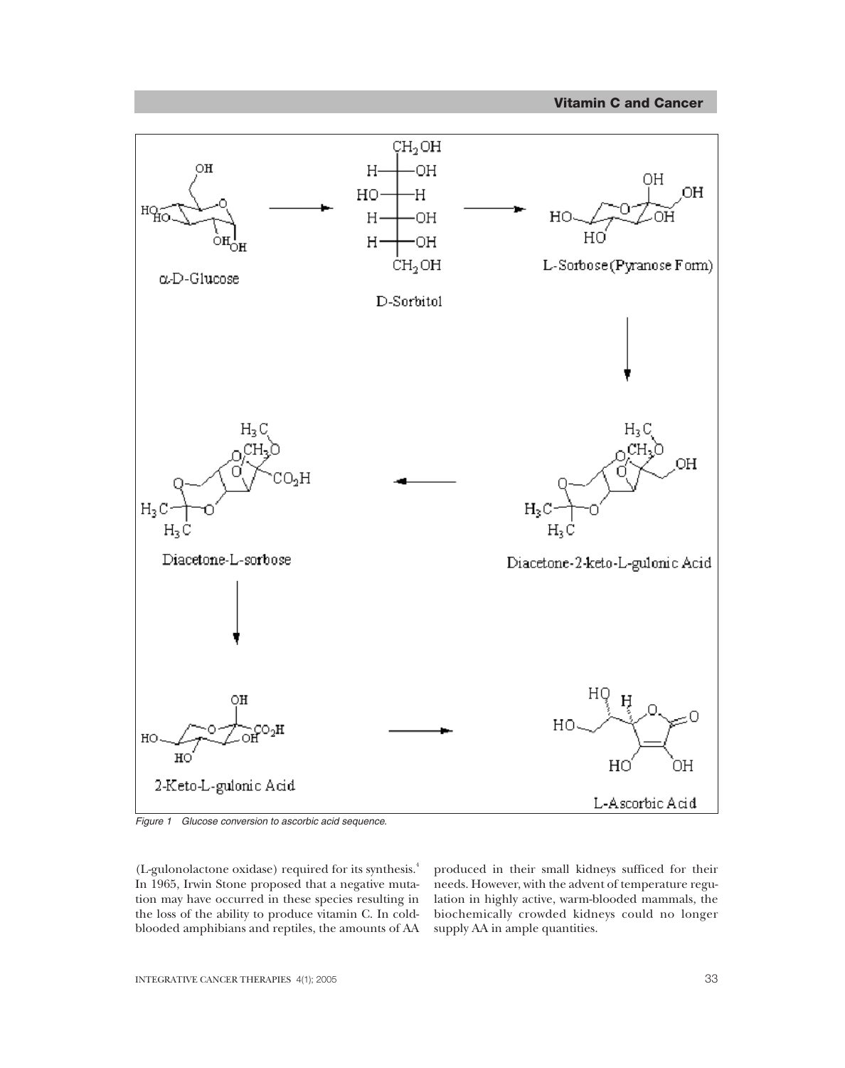Figure 1 Glucose conversion to ascorbic acid sequence.

(L-gulonolactone oxidase) required for its synthesis.[4] In 1965, Irwin Stone proposed that a negative mutation may have occurred in these species resulting in the loss of the ability to produce vitamin C. In cold-blooded amphibians and reptiles, the amounts of AA produced in their small kidneys sufficed for their needs. However, with the advent of temperature regulation in highly active, warm-blooded mammals, the biochemically crowded kidneys could no longer supply AA in ample quantities.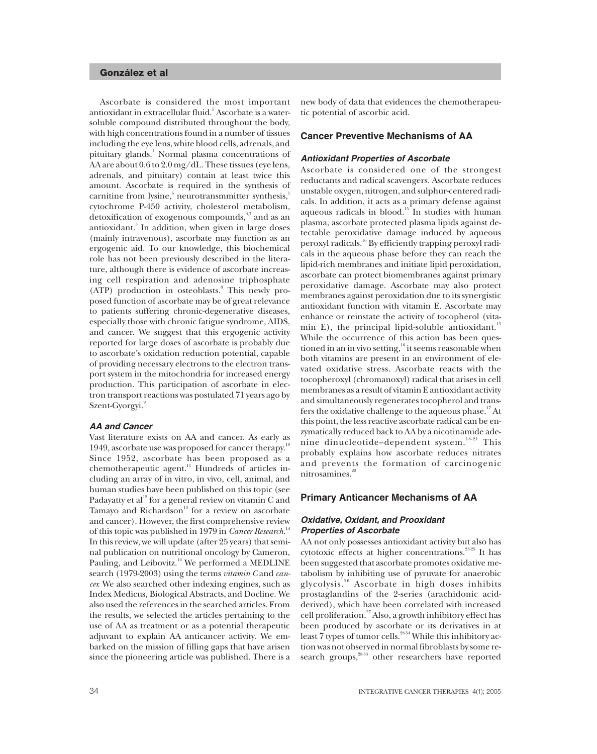Ascorbate is considered the most important antioxidant in extracellular fluid.[5] Ascorbate is a water-soluble compound distributed throughout the body, with high concentrations found in a number of tissues including the eye lens, white blood cells, adrenals, and pituitary glands.[1] Normal plasma concentrations of AA are about 0.6 to 2.0 mg/dL. These tissues (eye lens, adrenals, and pituitary) contain at least twice this amount. Ascorbate is required in the synthesis of carnitine from lysine,[6] neurotransmmitter synthesis,[1] cytochrome P-450 activity, cholesterol metabolism, detoxification of exogenous compounds,[4,7] and as an antioxidant.[5] In addition, when given in large doses (mainly intravenous), ascorbate may function as an ergogenic aid. To our knowledge, this biochemical role has not been previously described in the literature, although there is evidence of ascorbate increasing cell respiration and adenosine triphosphate (ATP) production in osteoblasts.[8] This newly proposed function of ascorbate may be of great relevance to patients suffering chronic-degenerative diseases, especially those with chronic fatigue syndrome, AIDS, and cancer. We suggest that this ergogenic activity reported for large doses of ascorbate is probably due to ascorbate's oxidation reduction potential, capable of providing necessary electrons to the electron transport system in the mitochondria for increased energy production. This participation of ascorbate in electron transport reactions was postulated 71 years ago by Szent-Gyorgyi.[9]

### *AA and Cancer*

Vast literature exists on AA and cancer. As early as 1949, ascorbate use was proposed for cancer therapy.[10] Since 1952, ascorbate has been proposed as a chemotherapeutic agent.[11] Hundreds of articles including an array of in vitro, in vivo, cell, animal, and human studies have been published on this topic (see Padayatty et al[12] for a general review on vitamin C and Tamayo and Richardson[13] for a review on ascorbate and cancer). However, the first comprehensive review of this topic was published in 1979 in *Cancer Research*.[14] In this review, we will update (after 25 years) that seminal publication on nutritional oncology by Cameron, Pauling, and Leibovitz.[14] We performed a MEDLINE search (1979-2003) using the terms *vitamin C* and *cancer*. We also searched other indexing engines, such as Index Medicus, Biological Abstracts, and Docline. We also used the references in the searched articles. From the results, we selected the articles pertaining to the use of AA as treatment or as a potential therapeutic adjuvant to explain AA anticancer activity. We embarked on the mission of filling gaps that have arisen since the pioneering article was published. There is a new body of data that evidences the chemotherapeutic potential of ascorbic acid.

## Cancer Preventive Mechanisms of AA

### *Antioxidant Properties of Ascorbate*

Ascorbate is considered one of the strongest reductants and radical scavengers. Ascorbate reduces unstable oxygen, nitrogen, and sulphur-centered radicals. In addition, it acts as a primary defense against aqueous radicals in blood.[15] In studies with human plasma, ascorbate protected plasma lipids against detectable peroxidative damage induced by aqueous peroxyl radicals.[16] By efficiently trapping peroxyl radicals in the aqueous phase before they can reach the lipid-rich membranes and initiate lipid peroxidation, ascorbate can protect biomembranes against primary peroxidative damage. Ascorbate may also protect membranes against peroxidation due to its synergistic antioxidant function with vitamin E. Ascorbate may enhance or reinstate the activity of tocopherol (vitamin E), the principal lipid-soluble antioxidant.[15] While the occurrence of this action has been questioned in an in vivo setting,[16] it seems reasonable when both vitamins are present in an environment of elevated oxidative stress. Ascorbate reacts with the tocopheroxyl (chromanoxyl) radical that arises in cell membranes as a result of vitamin E antioxidant activity and simultaneously regenerates tocopherol and transfers the oxidative challenge to the aqueous phase.[17] At this point, the less reactive ascorbate radical can be enzymatically reduced back to AA by a nicotinamide adenine dinucleotide–dependent system.[18-21] This probably explains how ascorbate reduces nitrates and prevents the formation of carcinogenic nitrosamines.[22]

## Primary Anticancer Mechanisms of AA

### *Oxidative, Oxidant, and Prooxidant Properties of Ascorbate*

AA not only possesses antioxidant activity but also has cytotoxic effects at higher concentrations.[23-25] It has been suggested that ascorbate promotes oxidative metabolism by inhibiting use of pyruvate for anaerobic glycolysis.[26] Ascorbate in high doses inhibits prostaglandins of the 2-series (arachidonic acid-derived), which have been correlated with increased cell proliferation.[27] Also, a growth inhibitory effect has been produced by ascorbate or its derivatives in at least 7 types of tumor cells.[28-34] While this inhibitory action was not observed in normal fibroblasts by some research groups,[28-33] other researchers have reported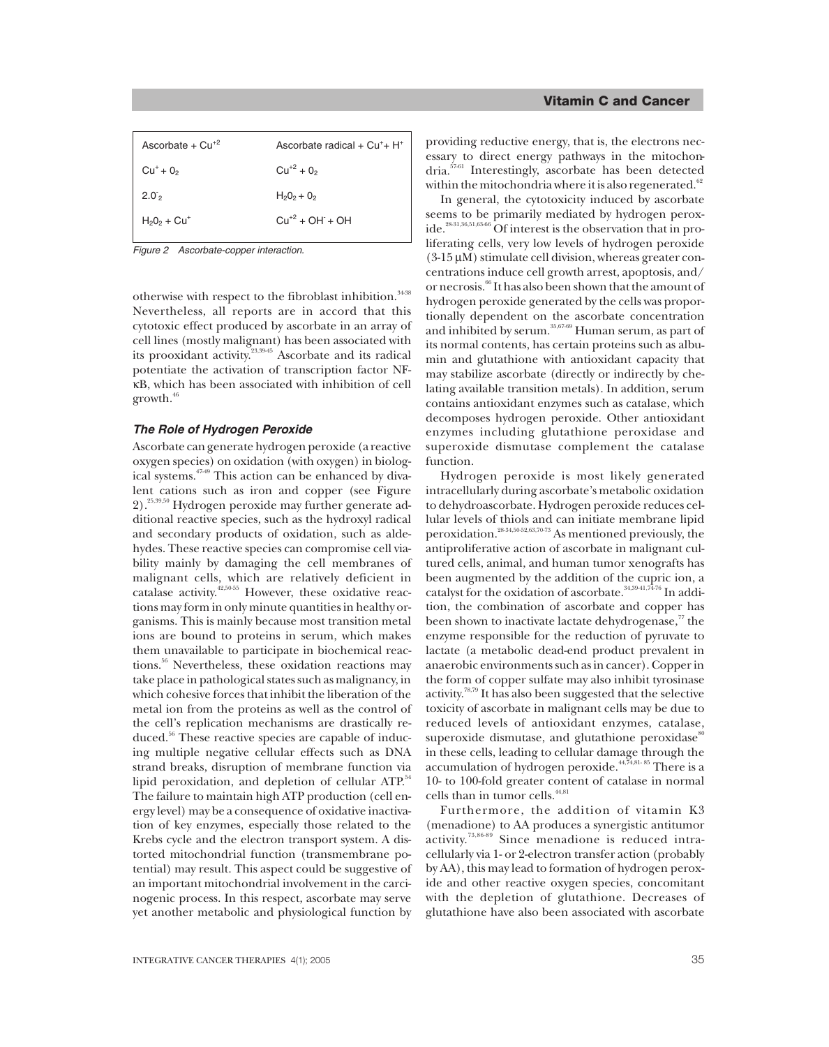| | |
|---|---|
| Ascorbate + $Cu^{+2}$ | Ascorbate radical + $Cu^{+}$+ $H^{+}$ |
| $Cu^{+}$ + $0_2$ | $Cu^{+2}$ + $0_2$ |
| $2.0^{-}_2$ | $H_20_2$ + $0_2$ |
| $H_20_2$ + $Cu^{+}$ | $Cu^{+2}$ + $OH^{-}$ + OH |

*Figure 2 Ascorbate-copper interaction.*

otherwise with respect to the fibroblast inhibition.[34-38] Nevertheless, all reports are in accord that this cytotoxic effect produced by ascorbate in an array of cell lines (mostly malignant) has been associated with its prooxidant activity.[23,39-45] Ascorbate and its radical potentiate the activation of transcription factor NF-κB, which has been associated with inhibition of cell growth.[46]

### *The Role of Hydrogen Peroxide*

Ascorbate can generate hydrogen peroxide (a reactive oxygen species) on oxidation (with oxygen) in biological systems.[47-49] This action can be enhanced by divalent cations such as iron and copper (see Figure 2).[25,39,50] Hydrogen peroxide may further generate additional reactive species, such as the hydroxyl radical and secondary products of oxidation, such as aldehydes. These reactive species can compromise cell viability mainly by damaging the cell membranes of malignant cells, which are relatively deficient in catalase activity.[42,50-55] However, these oxidative reactions may form in only minute quantities in healthy organisms. This is mainly because most transition metal ions are bound to proteins in serum, which makes them unavailable to participate in biochemical reactions.[56] Nevertheless, these oxidation reactions may take place in pathological states such as malignancy, in which cohesive forces that inhibit the liberation of the metal ion from the proteins as well as the control of the cell's replication mechanisms are drastically reduced.[56] These reactive species are capable of inducing multiple negative cellular effects such as DNA strand breaks, disruption of membrane function via lipid peroxidation, and depletion of cellular ATP.[54] The failure to maintain high ATP production (cell energy level) may be a consequence of oxidative inactivation of key enzymes, especially those related to the Krebs cycle and the electron transport system. A distorted mitochondrial function (transmembrane potential) may result. This aspect could be suggestive of an important mitochondrial involvement in the carcinogenic process. In this respect, ascorbate may serve yet another metabolic and physiological function by providing reductive energy, that is, the electrons necessary to direct energy pathways in the mitochondria.[57-61] Interestingly, ascorbate has been detected within the mitochondria where it is also regenerated.[62]

In general, the cytotoxicity induced by ascorbate seems to be primarily mediated by hydrogen peroxide.[28-31,36,51,63-66] Of interest is the observation that in proliferating cells, very low levels of hydrogen peroxide (3-15 μM) stimulate cell division, whereas greater concentrations induce cell growth arrest, apoptosis, and/or necrosis.[66] It has also been shown that the amount of hydrogen peroxide generated by the cells was proportionally dependent on the ascorbate concentration and inhibited by serum.[35,67-69] Human serum, as part of its normal contents, has certain proteins such as albumin and glutathione with antioxidant capacity that may stabilize ascorbate (directly or indirectly by chelating available transition metals). In addition, serum contains antioxidant enzymes such as catalase, which decomposes hydrogen peroxide. Other antioxidant enzymes including glutathione peroxidase and superoxide dismutase complement the catalase function.

Hydrogen peroxide is most likely generated intracellularly during ascorbate's metabolic oxidation to dehydroascorbate. Hydrogen peroxide reduces cellular levels of thiols and can initiate membrane lipid peroxidation.[28-34,50-52,63,70-73] As mentioned previously, the antiproliferative action of ascorbate in malignant cultured cells, animal, and human tumor xenografts has been augmented by the addition of the cupric ion, a catalyst for the oxidation of ascorbate.[34,39-41,74-76] In addition, the combination of ascorbate and copper has been shown to inactivate lactate dehydrogenase,[77] the enzyme responsible for the reduction of pyruvate to lactate (a metabolic dead-end product prevalent in anaerobic environments such as in cancer). Copper in the form of copper sulfate may also inhibit tyrosinase activity.[78,79] It has also been suggested that the selective toxicity of ascorbate in malignant cells may be due to reduced levels of antioxidant enzymes, catalase, superoxide dismutase, and glutathione peroxidase[80] in these cells, leading to cellular damage through the accumulation of hydrogen peroxide.[44,74,81-85] There is a 10- to 100-fold greater content of catalase in normal cells than in tumor cells.[44,81]

Furthermore, the addition of vitamin K3 (menadione) to AA produces a synergistic antitumor activity.[73,86-89] Since menadione is reduced intracellularly via 1- or 2-electron transfer action (probably by AA), this may lead to formation of hydrogen peroxide and other reactive oxygen species, concomitant with the depletion of glutathione. Decreases of glutathione have also been associated with ascorbate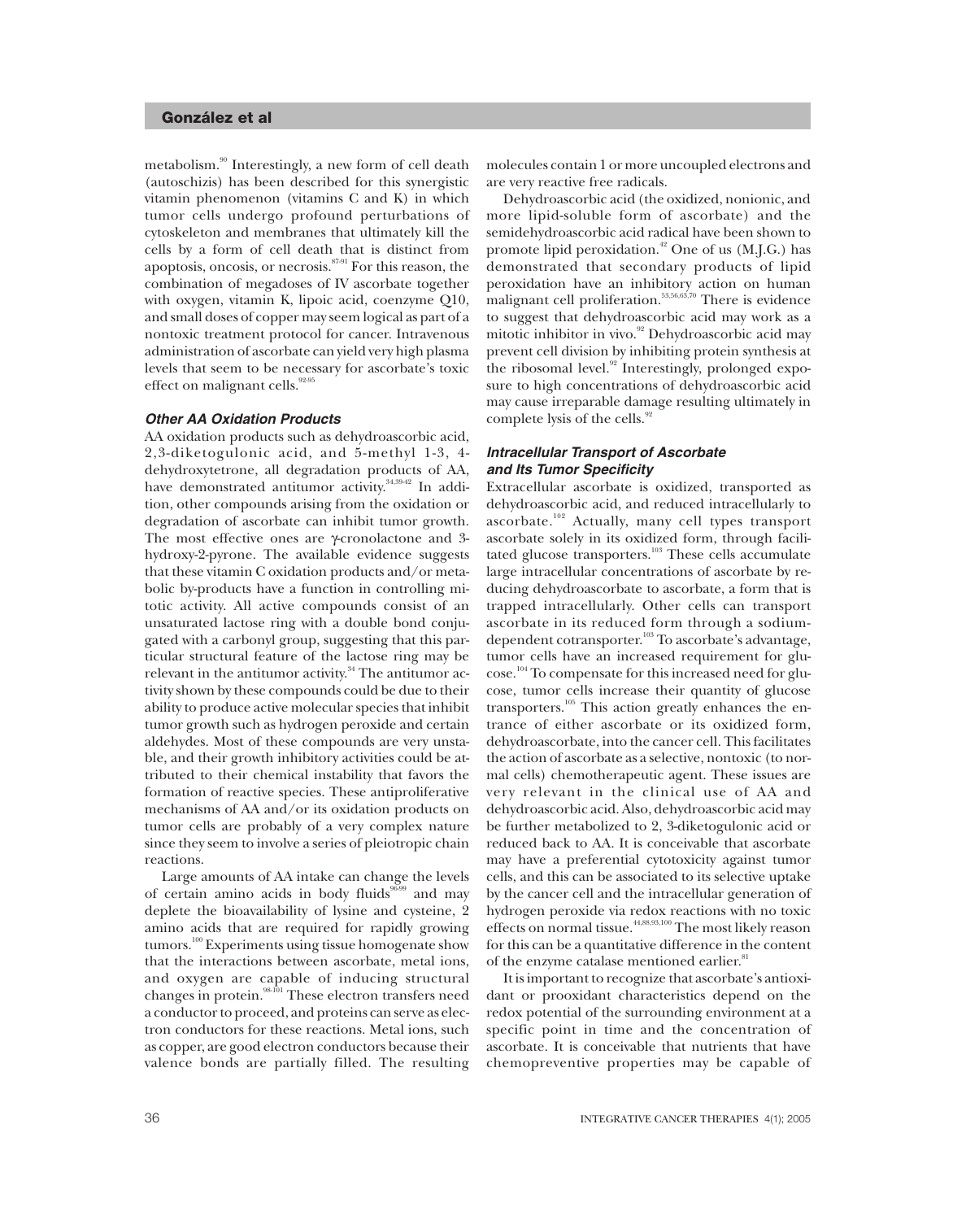metabolism.[90] Interestingly, a new form of cell death (autoschizis) has been described for this synergistic vitamin phenomenon (vitamins C and K) in which tumor cells undergo profound perturbations of cytoskeleton and membranes that ultimately kill the cells by a form of cell death that is distinct from apoptosis, oncosis, or necrosis.[87-91] For this reason, the combination of megadoses of IV ascorbate together with oxygen, vitamin K, lipoic acid, coenzyme Q10, and small doses of copper may seem logical as part of a nontoxic treatment protocol for cancer. Intravenous administration of ascorbate can yield very high plasma levels that seem to be necessary for ascorbate's toxic effect on malignant cells.[92-95]

### *Other AA Oxidation Products*

AA oxidation products such as dehydroascorbic acid, 2,3-diketogulonic acid, and 5-methyl 1-3, 4-dehydroxytetrone, all degradation products of AA, have demonstrated antitumor activity.[34,39-42] In addition, other compounds arising from the oxidation or degradation of ascorbate can inhibit tumor growth. The most effective ones are γ-cronolactone and 3-hydroxy-2-pyrone. The available evidence suggests that these vitamin C oxidation products and/or metabolic by-products have a function in controlling mitotic activity. All active compounds consist of an unsaturated lactose ring with a double bond conjugated with a carbonyl group, suggesting that this particular structural feature of the lactose ring may be relevant in the antitumor activity.[34] The antitumor activity shown by these compounds could be due to their ability to produce active molecular species that inhibit tumor growth such as hydrogen peroxide and certain aldehydes. Most of these compounds are very unstable, and their growth inhibitory activities could be attributed to their chemical instability that favors the formation of reactive species. These antiproliferative mechanisms of AA and/or its oxidation products on tumor cells are probably of a very complex nature since they seem to involve a series of pleiotropic chain reactions.

Large amounts of AA intake can change the levels of certain amino acids in body fluids[96-99] and may deplete the bioavailability of lysine and cysteine, 2 amino acids that are required for rapidly growing tumors.[100] Experiments using tissue homogenate show that the interactions between ascorbate, metal ions, and oxygen are capable of inducing structural changes in protein.[98-101] These electron transfers need a conductor to proceed, and proteins can serve as electron conductors for these reactions. Metal ions, such as copper, are good electron conductors because their valence bonds are partially filled. The resulting molecules contain 1 or more uncoupled electrons and are very reactive free radicals.

Dehydroascorbic acid (the oxidized, nonionic, and more lipid-soluble form of ascorbate) and the semidehydroascorbic acid radical have been shown to promote lipid peroxidation.[42] One of us (M.J.G.) has demonstrated that secondary products of lipid peroxidation have an inhibitory action on human malignant cell proliferation.[53,56,63,70] There is evidence to suggest that dehydroascorbic acid may work as a mitotic inhibitor in vivo.[92] Dehydroascorbic acid may prevent cell division by inhibiting protein synthesis at the ribosomal level.[92] Interestingly, prolonged exposure to high concentrations of dehydroascorbic acid may cause irreparable damage resulting ultimately in complete lysis of the cells.[92]

### *Intracellular Transport of Ascorbate and Its Tumor Specificity*

Extracellular ascorbate is oxidized, transported as dehydroascorbic acid, and reduced intracellularly to ascorbate.[102] Actually, many cell types transport ascorbate solely in its oxidized form, through facilitated glucose transporters.[103] These cells accumulate large intracellular concentrations of ascorbate by reducing dehydroascorbate to ascorbate, a form that is trapped intracellularly. Other cells can transport ascorbate in its reduced form through a sodium-dependent cotransporter.[103] To ascorbate's advantage, tumor cells have an increased requirement for glucose.[104] To compensate for this increased need for glucose, tumor cells increase their quantity of glucose transporters.[105] This action greatly enhances the entrance of either ascorbate or its oxidized form, dehydroascorbate, into the cancer cell. This facilitates the action of ascorbate as a selective, nontoxic (to normal cells) chemotherapeutic agent. These issues are very relevant in the clinical use of AA and dehydroascorbic acid. Also, dehydroascorbic acid may be further metabolized to 2, 3-diketogulonic acid or reduced back to AA. It is conceivable that ascorbate may have a preferential cytotoxicity against tumor cells, and this can be associated to its selective uptake by the cancer cell and the intracellular generation of hydrogen peroxide via redox reactions with no toxic effects on normal tissue.[44,88,93,100] The most likely reason for this can be a quantitative difference in the content of the enzyme catalase mentioned earlier.[81]

It is important to recognize that ascorbate's antioxidant or prooxidant characteristics depend on the redox potential of the surrounding environment at a specific point in time and the concentration of ascorbate. It is conceivable that nutrients that have chemopreventive properties may be capable of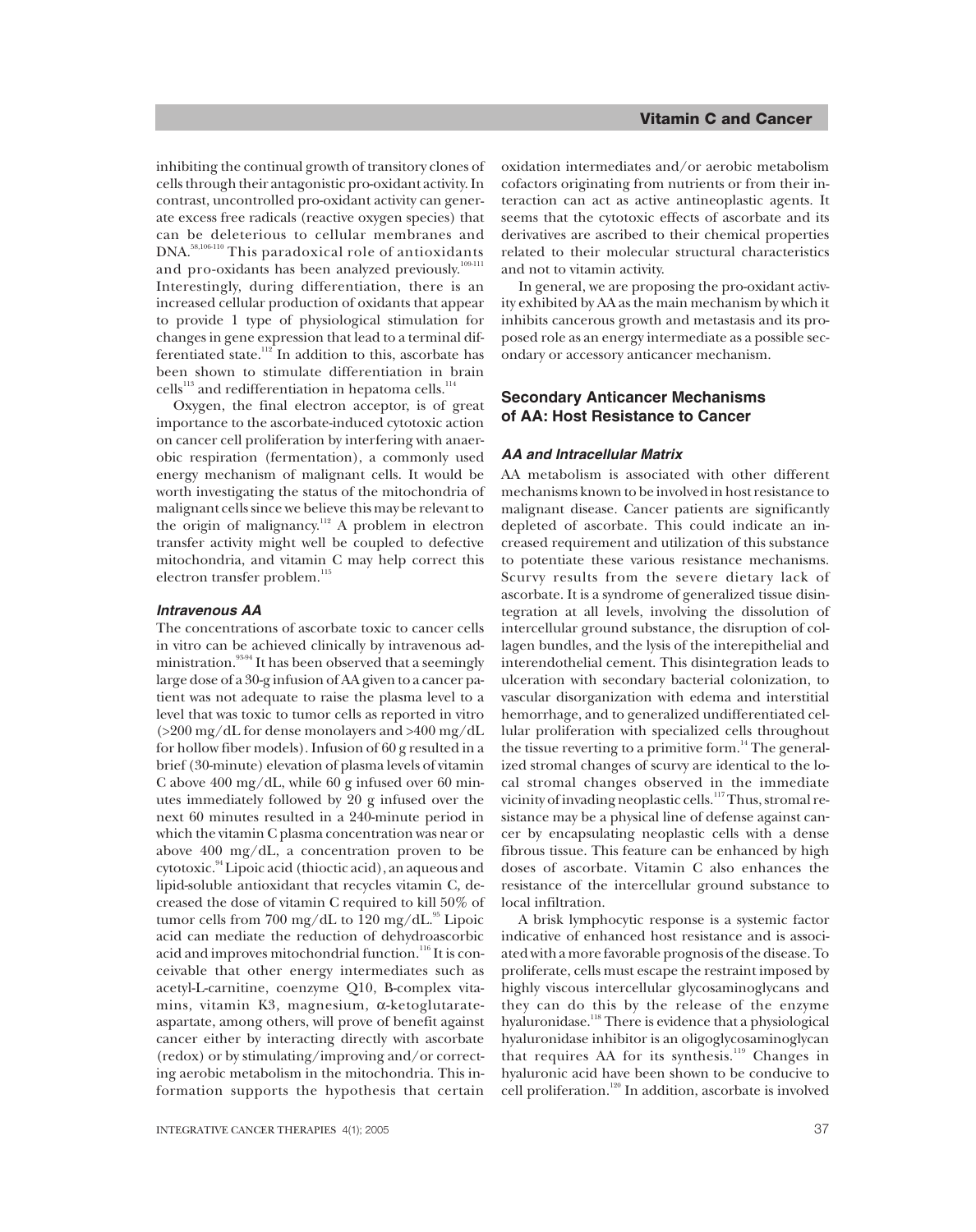inhibiting the continual growth of transitory clones of cells through their antagonistic pro-oxidant activity. In contrast, uncontrolled pro-oxidant activity can generate excess free radicals (reactive oxygen species) that can be deleterious to cellular membranes and DNA.[58,106-110] This paradoxical role of antioxidants and pro-oxidants has been analyzed previously.[109-111] Interestingly, during differentiation, there is an increased cellular production of oxidants that appear to provide 1 type of physiological stimulation for changes in gene expression that lead to a terminal differentiated state.[112] In addition to this, ascorbate has been shown to stimulate differentiation in brain cells[113] and redifferentiation in hepatoma cells.[114]

Oxygen, the final electron acceptor, is of great importance to the ascorbate-induced cytotoxic action on cancer cell proliferation by interfering with anaerobic respiration (fermentation), a commonly used energy mechanism of malignant cells. It would be worth investigating the status of the mitochondria of malignant cells since we believe this may be relevant to the origin of malignancy.[112] A problem in electron transfer activity might well be coupled to defective mitochondria, and vitamin C may help correct this electron transfer problem.[115]

#### *Intravenous AA*

The concentrations of ascorbate toxic to cancer cells in vitro can be achieved clinically by intravenous administration.[93,94] It has been observed that a seemingly large dose of a 30-g infusion of AA given to a cancer patient was not adequate to raise the plasma level to a level that was toxic to tumor cells as reported in vitro (>200 mg/dL for dense monolayers and >400 mg/dL for hollow fiber models). Infusion of 60 g resulted in a brief (30-minute) elevation of plasma levels of vitamin C above 400 mg/dL, while 60 g infused over 60 minutes immediately followed by 20 g infused over the next 60 minutes resulted in a 240-minute period in which the vitamin C plasma concentration was near or above 400 mg/dL, a concentration proven to be cytotoxic.[94] Lipoic acid (thioctic acid), an aqueous and lipid-soluble antioxidant that recycles vitamin C, decreased the dose of vitamin C required to kill 50% of tumor cells from 700 mg/dL to 120 mg/dL.[95] Lipoic acid can mediate the reduction of dehydroascorbic acid and improves mitochondrial function.[116] It is conceivable that other energy intermediates such as acetyl-L-carnitine, coenzyme Q10, B-complex vitamins, vitamin K3, magnesium, α-ketoglutarate-aspartate, among others, will prove of benefit against cancer either by interacting directly with ascorbate (redox) or by stimulating/improving and/or correcting aerobic metabolism in the mitochondria. This information supports the hypothesis that certain oxidation intermediates and/or aerobic metabolism cofactors originating from nutrients or from their interaction can act as active antineoplastic agents. It seems that the cytotoxic effects of ascorbate and its derivatives are ascribed to their chemical properties related to their molecular structural characteristics and not to vitamin activity.

In general, we are proposing the pro-oxidant activity exhibited by AA as the main mechanism by which it inhibits cancerous growth and metastasis and its proposed role as an energy intermediate as a possible secondary or accessory anticancer mechanism.

### Secondary Anticancer Mechanisms of AA: Host Resistance to Cancer

#### *AA and Intracellular Matrix*

AA metabolism is associated with other different mechanisms known to be involved in host resistance to malignant disease. Cancer patients are significantly depleted of ascorbate. This could indicate an increased requirement and utilization of this substance to potentiate these various resistance mechanisms. Scurvy results from the severe dietary lack of ascorbate. It is a syndrome of generalized tissue disintegration at all levels, involving the dissolution of intercellular ground substance, the disruption of collagen bundles, and the lysis of the interepithelial and interendothelial cement. This disintegration leads to ulceration with secondary bacterial colonization, to vascular disorganization with edema and interstitial hemorrhage, and to generalized undifferentiated cellular proliferation with specialized cells throughout the tissue reverting to a primitive form.[14] The generalized stromal changes of scurvy are identical to the local stromal changes observed in the immediate vicinity of invading neoplastic cells.[117] Thus, stromal resistance may be a physical line of defense against cancer by encapsulating neoplastic cells with a dense fibrous tissue. This feature can be enhanced by high doses of ascorbate. Vitamin C also enhances the resistance of the intercellular ground substance to local infiltration.

A brisk lymphocytic response is a systemic factor indicative of enhanced host resistance and is associated with a more favorable prognosis of the disease. To proliferate, cells must escape the restraint imposed by highly viscous intercellular glycosaminoglycans and they can do this by the release of the enzyme hyaluronidase.[118] There is evidence that a physiological hyaluronidase inhibitor is an oligoglycosaminoglycan that requires AA for its synthesis.[119] Changes in hyaluronic acid have been shown to be conducive to cell proliferation.[120] In addition, ascorbate is involved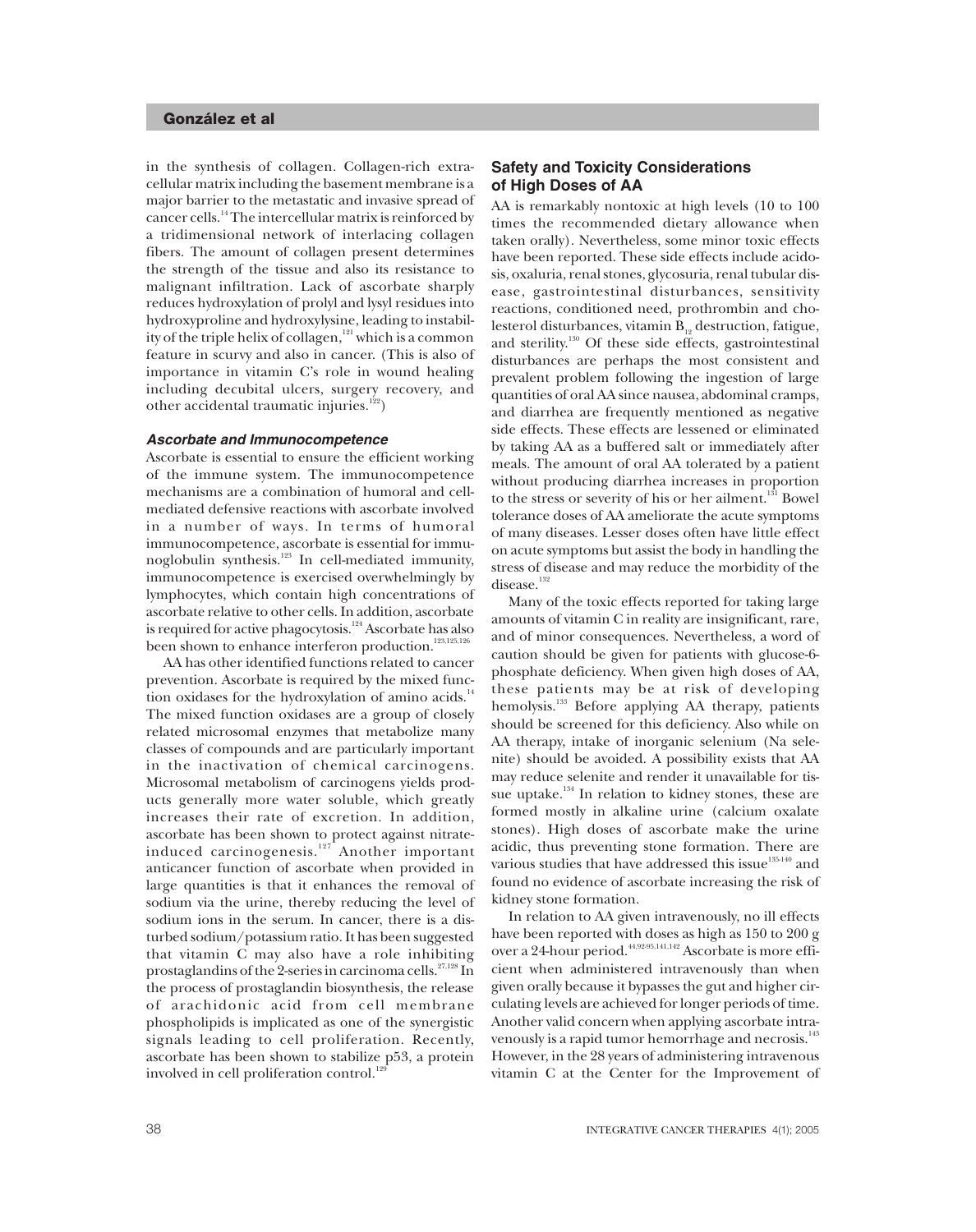in the synthesis of collagen. Collagen-rich extracellular matrix including the basement membrane is a major barrier to the metastatic and invasive spread of cancer cells.[14] The intercellular matrix is reinforced by a tridimensional network of interlacing collagen fibers. The amount of collagen present determines the strength of the tissue and also its resistance to malignant infiltration. Lack of ascorbate sharply reduces hydroxylation of prolyl and lysyl residues into hydroxyproline and hydroxylysine, leading to instability of the triple helix of collagen,[121] which is a common feature in scurvy and also in cancer. (This is also of importance in vitamin C's role in wound healing including decubital ulcers, surgery recovery, and other accidental traumatic injuries.[122])

### *Ascorbate and Immunocompetence*

Ascorbate is essential to ensure the efficient working of the immune system. The immunocompetence mechanisms are a combination of humoral and cell-mediated defensive reactions with ascorbate involved in a number of ways. In terms of humoral immunocompetence, ascorbate is essential for immunoglobulin synthesis.[123] In cell-mediated immunity, immunocompetence is exercised overwhelmingly by lymphocytes, which contain high concentrations of ascorbate relative to other cells. In addition, ascorbate is required for active phagocytosis.[124] Ascorbate has also been shown to enhance interferon production.[123,125,126]

AA has other identified functions related to cancer prevention. Ascorbate is required by the mixed function oxidases for the hydroxylation of amino acids.[14] The mixed function oxidases are a group of closely related microsomal enzymes that metabolize many classes of compounds and are particularly important in the inactivation of chemical carcinogens. Microsomal metabolism of carcinogens yields products generally more water soluble, which greatly increases their rate of excretion. In addition, ascorbate has been shown to protect against nitrate-induced carcinogenesis.[127] Another important anticancer function of ascorbate when provided in large quantities is that it enhances the removal of sodium via the urine, thereby reducing the level of sodium ions in the serum. In cancer, there is a disturbed sodium/potassium ratio. It has been suggested that vitamin C may also have a role inhibiting prostaglandins of the 2-series in carcinoma cells.[27,128] In the process of prostaglandin biosynthesis, the release of arachidonic acid from cell membrane phospholipids is implicated as one of the synergistic signals leading to cell proliferation. Recently, ascorbate has been shown to stabilize p53, a protein involved in cell proliferation control.[129]

## Safety and Toxicity Considerations of High Doses of AA

AA is remarkably nontoxic at high levels (10 to 100 times the recommended dietary allowance when taken orally). Nevertheless, some minor toxic effects have been reported. These side effects include acidosis, oxaluria, renal stones, glycosuria, renal tubular disease, gastrointestinal disturbances, sensitivity reactions, conditioned need, prothrombin and cholesterol disturbances, vitamin $B_{12}$ destruction, fatigue, and sterility.[130] Of these side effects, gastrointestinal disturbances are perhaps the most consistent and prevalent problem following the ingestion of large quantities of oral AA since nausea, abdominal cramps, and diarrhea are frequently mentioned as negative side effects. These effects are lessened or eliminated by taking AA as a buffered salt or immediately after meals. The amount of oral AA tolerated by a patient without producing diarrhea increases in proportion to the stress or severity of his or her ailment.[131] Bowel tolerance doses of AA ameliorate the acute symptoms of many diseases. Lesser doses often have little effect on acute symptoms but assist the body in handling the stress of disease and may reduce the morbidity of the disease.[132]

Many of the toxic effects reported for taking large amounts of vitamin C in reality are insignificant, rare, and of minor consequences. Nevertheless, a word of caution should be given for patients with glucose-6-phosphate deficiency. When given high doses of AA, these patients may be at risk of developing hemolysis.[133] Before applying AA therapy, patients should be screened for this deficiency. Also while on AA therapy, intake of inorganic selenium (Na selenite) should be avoided. A possibility exists that AA may reduce selenite and render it unavailable for tissue uptake.[134] In relation to kidney stones, these are formed mostly in alkaline urine (calcium oxalate stones). High doses of ascorbate make the urine acidic, thus preventing stone formation. There are various studies that have addressed this issue[135-140] and found no evidence of ascorbate increasing the risk of kidney stone formation.

In relation to AA given intravenously, no ill effects have been reported with doses as high as 150 to 200 g over a 24-hour period.[44,92-95,141,142] Ascorbate is more efficient when administered intravenously than when given orally because it bypasses the gut and higher circulating levels are achieved for longer periods of time. Another valid concern when applying ascorbate intravenously is a rapid tumor hemorrhage and necrosis.[143] However, in the 28 years of administering intravenous vitamin C at the Center for the Improvement of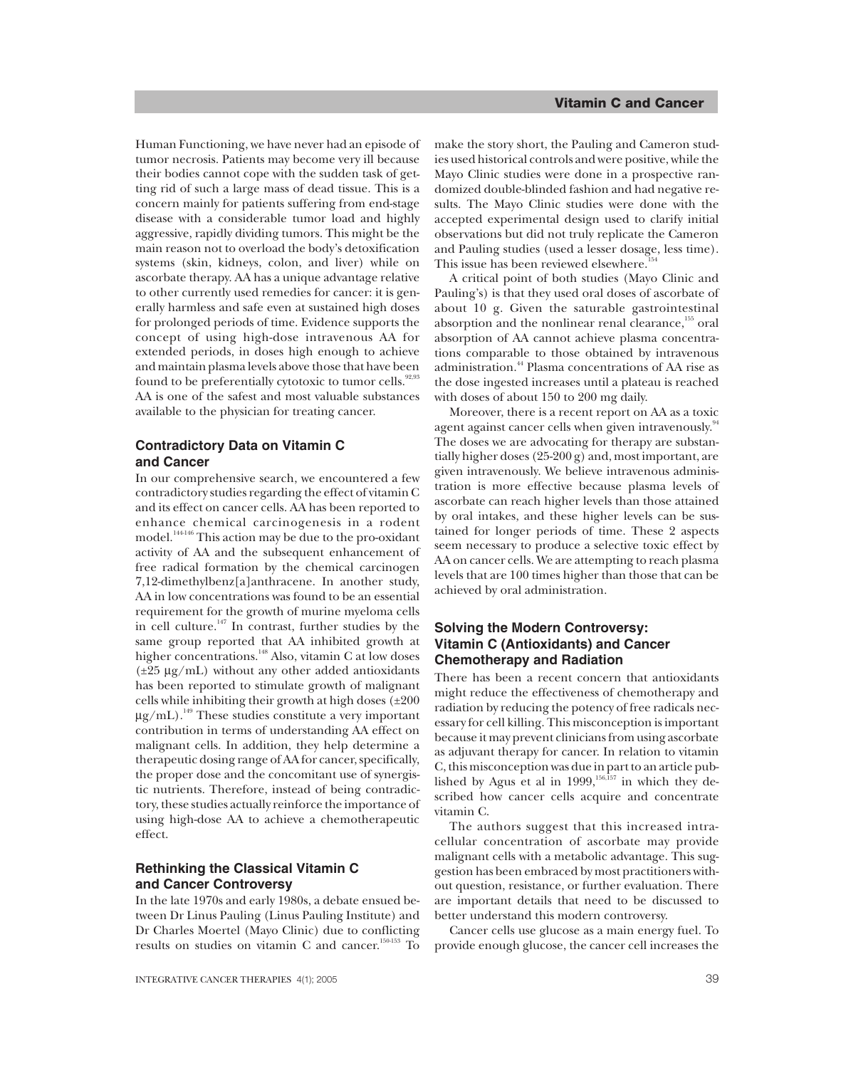Human Functioning, we have never had an episode of tumor necrosis. Patients may become very ill because their bodies cannot cope with the sudden task of getting rid of such a large mass of dead tissue. This is a concern mainly for patients suffering from end-stage disease with a considerable tumor load and highly aggressive, rapidly dividing tumors. This might be the main reason not to overload the body's detoxification systems (skin, kidneys, colon, and liver) while on ascorbate therapy. AA has a unique advantage relative to other currently used remedies for cancer: it is generally harmless and safe even at sustained high doses for prolonged periods of time. Evidence supports the concept of using high-dose intravenous AA for extended periods, in doses high enough to achieve and maintain plasma levels above those that have been found to be preferentially cytotoxic to tumor cells.[92,93] AA is one of the safest and most valuable substances available to the physician for treating cancer.

## Contradictory Data on Vitamin C and Cancer

In our comprehensive search, we encountered a few contradictory studies regarding the effect of vitamin C and its effect on cancer cells. AA has been reported to enhance chemical carcinogenesis in a rodent model.[144-146] This action may be due to the pro-oxidant activity of AA and the subsequent enhancement of free radical formation by the chemical carcinogen 7,12-dimethylbenz[a]anthracene. In another study, AA in low concentrations was found to be an essential requirement for the growth of murine myeloma cells in cell culture.[147] In contrast, further studies by the same group reported that AA inhibited growth at higher concentrations.[148] Also, vitamin C at low doses (±25 μg/mL) without any other added antioxidants has been reported to stimulate growth of malignant cells while inhibiting their growth at high doses (±200 μg/mL).[149] These studies constitute a very important contribution in terms of understanding AA effect on malignant cells. In addition, they help determine a therapeutic dosing range of AA for cancer, specifically, the proper dose and the concomitant use of synergistic nutrients. Therefore, instead of being contradictory, these studies actually reinforce the importance of using high-dose AA to achieve a chemotherapeutic effect.

## Rethinking the Classical Vitamin C and Cancer Controversy

In the late 1970s and early 1980s, a debate ensued between Dr Linus Pauling (Linus Pauling Institute) and Dr Charles Moertel (Mayo Clinic) due to conflicting results on studies on vitamin C and cancer.[150-153] To make the story short, the Pauling and Cameron studies used historical controls and were positive, while the Mayo Clinic studies were done in a prospective randomized double-blinded fashion and had negative results. The Mayo Clinic studies were done with the accepted experimental design used to clarify initial observations but did not truly replicate the Cameron and Pauling studies (used a lesser dosage, less time). This issue has been reviewed elsewhere.[154]

A critical point of both studies (Mayo Clinic and Pauling's) is that they used oral doses of ascorbate of about 10 g. Given the saturable gastrointestinal absorption and the nonlinear renal clearance,[155] oral absorption of AA cannot achieve plasma concentrations comparable to those obtained by intravenous administration.[44] Plasma concentrations of AA rise as the dose ingested increases until a plateau is reached with doses of about 150 to 200 mg daily.

Moreover, there is a recent report on AA as a toxic agent against cancer cells when given intravenously.[94] The doses we are advocating for therapy are substantially higher doses (25-200 g) and, most important, are given intravenously. We believe intravenous administration is more effective because plasma levels of ascorbate can reach higher levels than those attained by oral intakes, and these higher levels can be sustained for longer periods of time. These 2 aspects seem necessary to produce a selective toxic effect by AA on cancer cells. We are attempting to reach plasma levels that are 100 times higher than those that can be achieved by oral administration.

## Solving the Modern Controversy: Vitamin C (Antioxidants) and Cancer Chemotherapy and Radiation

There has been a recent concern that antioxidants might reduce the effectiveness of chemotherapy and radiation by reducing the potency of free radicals necessary for cell killing. This misconception is important because it may prevent clinicians from using ascorbate as adjuvant therapy for cancer. In relation to vitamin C, this misconception was due in part to an article published by Agus et al in 1999,[156,157] in which they described how cancer cells acquire and concentrate vitamin C.

The authors suggest that this increased intracellular concentration of ascorbate may provide malignant cells with a metabolic advantage. This suggestion has been embraced by most practitioners without question, resistance, or further evaluation. There are important details that need to be discussed to better understand this modern controversy.

Cancer cells use glucose as a main energy fuel. To provide enough glucose, the cancer cell increases the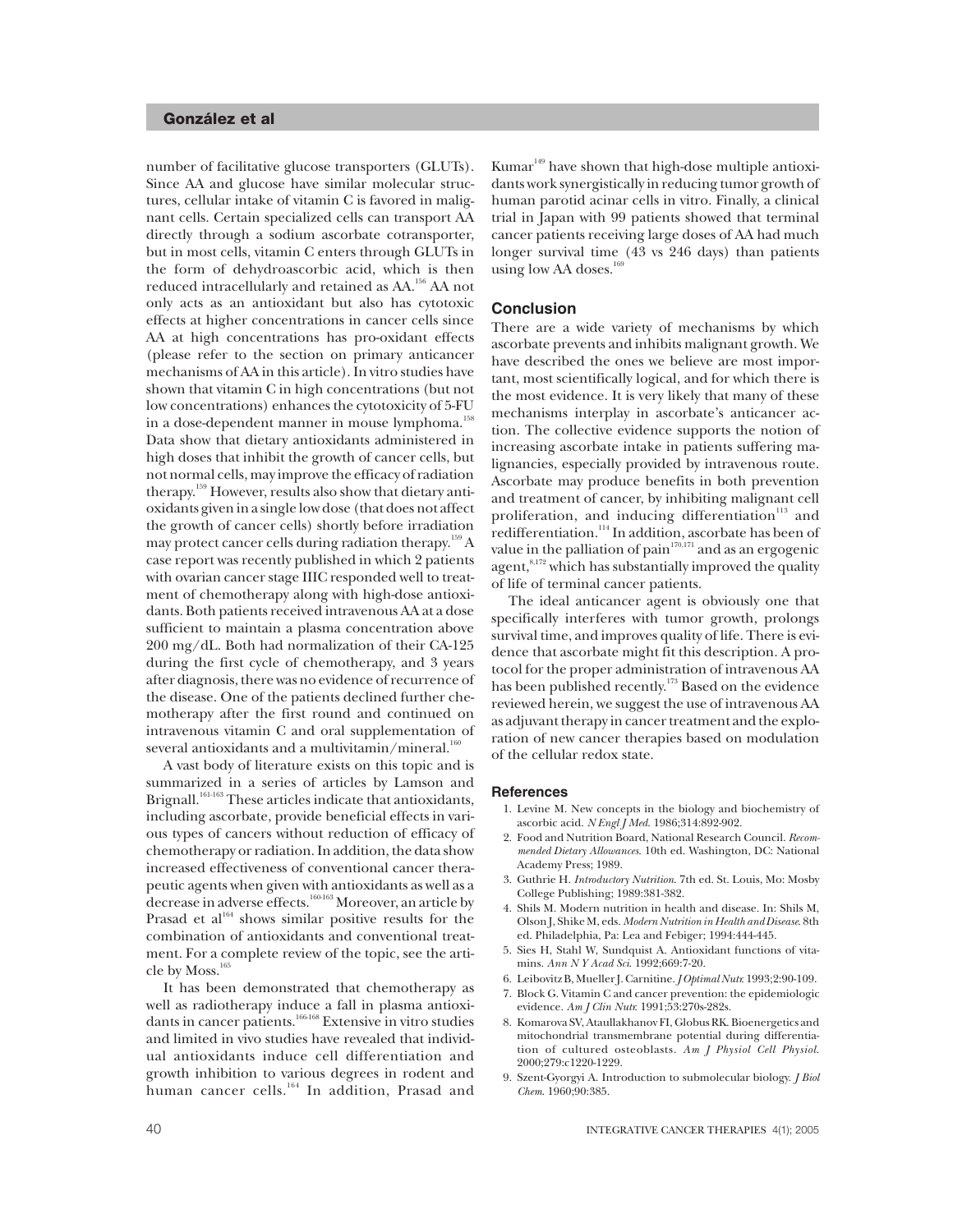number of facilitative glucose transporters (GLUTs). Since AA and glucose have similar molecular structures, cellular intake of vitamin C is favored in malignant cells. Certain specialized cells can transport AA directly through a sodium ascorbate cotransporter, but in most cells, vitamin C enters through GLUTs in the form of dehydroascorbic acid, which is then reduced intracellularly and retained as AA.[156] AA not only acts as an antioxidant but also has cytotoxic effects at higher concentrations in cancer cells since AA at high concentrations has pro-oxidant effects (please refer to the section on primary anticancer mechanisms of AA in this article). In vitro studies have shown that vitamin C in high concentrations (but not low concentrations) enhances the cytotoxicity of 5-FU in a dose-dependent manner in mouse lymphoma.[158] Data show that dietary antioxidants administered in high doses that inhibit the growth of cancer cells, but not normal cells, may improve the efficacy of radiation therapy.[159] However, results also show that dietary antioxidants given in a single low dose (that does not affect the growth of cancer cells) shortly before irradiation may protect cancer cells during radiation therapy.[159] A case report was recently published in which 2 patients with ovarian cancer stage IIIC responded well to treatment of chemotherapy along with high-dose antioxidants. Both patients received intravenous AA at a dose sufficient to maintain a plasma concentration above 200 mg/dL. Both had normalization of their CA-125 during the first cycle of chemotherapy, and 3 years after diagnosis, there was no evidence of recurrence of the disease. One of the patients declined further chemotherapy after the first round and continued on intravenous vitamin C and oral supplementation of several antioxidants and a multivitamin/mineral.[160]

A vast body of literature exists on this topic and is summarized in a series of articles by Lamson and Brignall.[161-163] These articles indicate that antioxidants, including ascorbate, provide beneficial effects in various types of cancers without reduction of efficacy of chemotherapy or radiation. In addition, the data show increased effectiveness of conventional cancer therapeutic agents when given with antioxidants as well as a decrease in adverse effects.[160-163] Moreover, an article by Prasad et al[164] shows similar positive results for the combination of antioxidants and conventional treatment. For a complete review of the topic, see the article by Moss.[165]

It has been demonstrated that chemotherapy as well as radiotherapy induce a fall in plasma antioxidants in cancer patients.[166-168] Extensive in vitro studies and limited in vivo studies have revealed that individual antioxidants induce cell differentiation and growth inhibition to various degrees in rodent and human cancer cells.[164] In addition, Prasad and Kumar[149] have shown that high-dose multiple antioxidants work synergistically in reducing tumor growth of human parotid acinar cells in vitro. Finally, a clinical trial in Japan with 99 patients showed that terminal cancer patients receiving large doses of AA had much longer survival time (43 vs 246 days) than patients using low AA doses.[169]

## Conclusion

There are a wide variety of mechanisms by which ascorbate prevents and inhibits malignant growth. We have described the ones we believe are most important, most scientifically logical, and for which there is the most evidence. It is very likely that many of these mechanisms interplay in ascorbate's anticancer action. The collective evidence supports the notion of increasing ascorbate intake in patients suffering malignancies, especially provided by intravenous route. Ascorbate may produce benefits in both prevention and treatment of cancer, by inhibiting malignant cell proliferation, and inducing differentiation[113] and redifferentiation.[114] In addition, ascorbate has been of value in the palliation of pain[170,171] and as an ergogenic agent,[8,172] which has substantially improved the quality of life of terminal cancer patients.

The ideal anticancer agent is obviously one that specifically interferes with tumor growth, prolongs survival time, and improves quality of life. There is evidence that ascorbate might fit this description. A protocol for the proper administration of intravenous AA has been published recently.[173] Based on the evidence reviewed herein, we suggest the use of intravenous AA as adjuvant therapy in cancer treatment and the exploration of new cancer therapies based on modulation of the cellular redox state.

## References

1. Levine M. New concepts in the biology and biochemistry of ascorbic acid. *N Engl J Med*. 1986;314:892-902.
2. Food and Nutrition Board, National Research Council. *Recommended Dietary Allowances*. 10th ed. Washington, DC: National Academy Press; 1989.
3. Guthrie H. *Introductory Nutrition*. 7th ed. St. Louis, Mo: Mosby College Publishing; 1989:381-382.
4. Shils M. Modern nutrition in health and disease. In: Shils M, Olson J, Shike M, eds. *Modern Nutrition in Health and Disease*. 8th ed. Philadelphia, Pa: Lea and Febiger; 1994:444-445.
5. Sies H, Stahl W, Sundquist A. Antioxidant functions of vitamins. *Ann N Y Acad Sci*. 1992;669:7-20.
6. Leibovitz B, Mueller J. Carnitine. *J Optimal Nutr.* 1993;2:90-109.
7. Block G. Vitamin C and cancer prevention: the epidemiologic evidence. *Am J Clin Nutr.* 1991;53:270s-282s.
8. Komarova SV, Ataullakhanov FI, Globus RK. Bioenergetics and mitochondrial transmembrane potential during differentiation of cultured osteoblasts. *Am J Physiol Cell Physiol*. 2000;279:c1220-1229.
9. Szent-Gyorgyi A. Introduction to submolecular biology. *J Biol Chem*. 1960;90:385.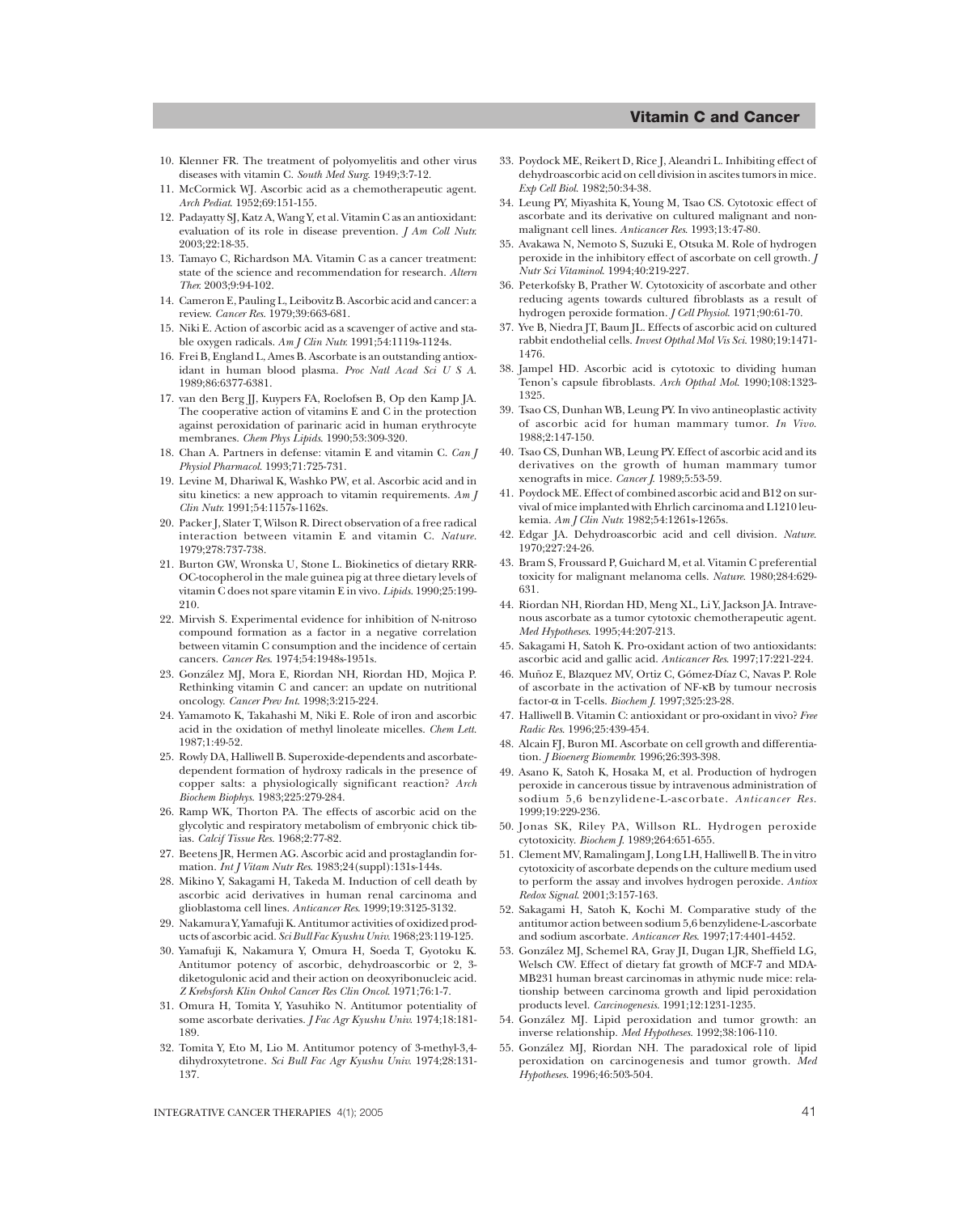10. Klenner FR. The treatment of polyomyelitis and other virus diseases with vitamin C. *South Med Surg*. 1949;3:7-12.
11. McCormick WJ. Ascorbic acid as a chemotherapeutic agent. *Arch Pediat*. 1952;69:151-155.
12. Padayatty SJ, Katz A, Wang Y, et al. Vitamin C as an antioxidant: evaluation of its role in disease prevention. *J Am Coll Nutr*. 2003;22:18-35.
13. Tamayo C, Richardson MA. Vitamin C as a cancer treatment: state of the science and recommendation for research. *Altern Ther*. 2003;9:94-102.
14. Cameron E, Pauling L, Leibovitz B. Ascorbic acid and cancer: a review. *Cancer Res*. 1979;39:663-681.
15. Niki E. Action of ascorbic acid as a scavenger of active and stable oxygen radicals. *Am J Clin Nutr*. 1991;54:1119s-1124s.
16. Frei B, England L, Ames B. Ascorbate is an outstanding antioxidant in human blood plasma. *Proc Natl Acad Sci U S A*. 1989;86:6377-6381.
17. van den Berg JJ, Kuypers FA, Roelofsen B, Op den Kamp JA. The cooperative action of vitamins E and C in the protection against peroxidation of parinaric acid in human erythrocyte membranes. *Chem Phys Lipids*. 1990;53:309-320.
18. Chan A. Partners in defense: vitamin E and vitamin C. *Can J Physiol Pharmacol*. 1993;71:725-731.
19. Levine M, Dhariwal K, Washko PW, et al. Ascorbic acid and in situ kinetics: a new approach to vitamin requirements. *Am J Clin Nutr*. 1991;54:1157s-1162s.
20. Packer J, Slater T, Wilson R. Direct observation of a free radical interaction between vitamin E and vitamin C. *Nature*. 1979;278:737-738.
21. Burton GW, Wronska U, Stone L. Biokinetics of dietary RRR-OC-tocopherol in the male guinea pig at three dietary levels of vitamin C does not spare vitamin E in vivo. *Lipids*. 1990;25:199-210.
22. Mirvish S. Experimental evidence for inhibition of N-nitroso compound formation as a factor in a negative correlation between vitamin C consumption and the incidence of certain cancers. *Cancer Res*. 1974;54:1948s-1951s.
23. González MJ, Mora E, Riordan NH, Riordan HD, Mojica P. Rethinking vitamin C and cancer: an update on nutritional oncology. *Cancer Prev Int*. 1998;3:215-224.
24. Yamamoto K, Takahashi M, Niki E. Role of iron and ascorbic acid in the oxidation of methyl linoleate micelles. *Chem Lett*. 1987;1:49-52.
25. Rowly DA, Halliwell B. Superoxide-dependents and ascorbate-dependent formation of hydroxy radicals in the presence of copper salts: a physiologically significant reaction? *Arch Biochem Biophys*. 1983;225:279-284.
26. Ramp WK, Thorton PA. The effects of ascorbic acid on the glycolytic and respiratory metabolism of embryonic chick tibias. *Calcif Tissue Res*. 1968;2:77-82.
27. Beetens JR, Hermen AG. Ascorbic acid and prostaglandin formation. *Int J Vitam Nutr Res*. 1983;24(suppl):131s-144s.
28. Mikino Y, Sakagami H, Takeda M. Induction of cell death by ascorbic acid derivatives in human renal carcinoma and glioblastoma cell lines. *Anticancer Res*. 1999;19:3125-3132.
29. Nakamura Y, Yamafuji K. Antitumor activities of oxidized products of ascorbic acid. *Sci Bull Fac Kyushu Univ*. 1968;23:119-125.
30. Yamafuji K, Nakamura Y, Omura H, Soeda T, Gyotoku K. Antitumor potency of ascorbic, dehydroascorbic or 2, 3-diketogulonic acid and their action on deoxyribonucleic acid. *Z Krebsforsh Klin Onkol Cancer Res Clin Oncol*. 1971;76:1-7.
31. Omura H, Tomita Y, Yasuhiko N. Antitumor potentiality of some ascorbate derivaties. *J Fac Agr Kyushu Univ*. 1974;18:181-189.
32. Tomita Y, Eto M, Lio M. Antitumor potency of 3-methyl-3,4-dihydroxytetrone. *Sci Bull Fac Agr Kyushu Univ*. 1974;28:131-137.
33. Poydock ME, Reikert D, Rice J, Aleandri L. Inhibiting effect of dehydroascorbic acid on cell division in ascites tumors in mice. *Exp Cell Biol*. 1982;50:34-38.
34. Leung PY, Miyashita K, Young M, Tsao CS. Cytotoxic effect of ascorbate and its derivative on cultured malignant and non-malignant cell lines. *Anticancer Res*. 1993;13:47-80.
35. Avakawa N, Nemoto S, Suzuki E, Otsuka M. Role of hydrogen peroxide in the inhibitory effect of ascorbate on cell growth. *J Nutr Sci Vitaminol*. 1994;40:219-227.
36. Peterkofsky B, Prather W. Cytotoxicity of ascorbate and other reducing agents towards cultured fibroblasts as a result of hydrogen peroxide formation. *J Cell Physiol*. 1971;90:61-70.
37. Yve B, Niedra JT, Baum JL. Effects of ascorbic acid on cultured rabbit endothelial cells. *Invest Opthal Mol Vis Sci*. 1980;19:1471-1476.
38. Jampel HD. Ascorbic acid is cytotoxic to dividing human Tenon's capsule fibroblasts. *Arch Opthal Mol*. 1990;108:1323-1325.
39. Tsao CS, Dunhan WB, Leung PY. In vivo antineoplastic activity of ascorbic acid for human mammary tumor. *In Vivo*. 1988;2:147-150.
40. Tsao CS, Dunhan WB, Leung PY. Effect of ascorbic acid and its derivatives on the growth of human mammary tumor xenografts in mice. *Cancer J*. 1989;5:53-59.
41. Poydock ME. Effect of combined ascorbic acid and B12 on survival of mice implanted with Ehrlich carcinoma and L1210 leukemia. *Am J Clin Nutr*. 1982;54:1261s-1265s.
42. Edgar JA. Dehydroascorbic acid and cell division. *Nature*. 1970;227:24-26.
43. Bram S, Froussard P, Guichard M, et al. Vitamin C preferential toxicity for malignant melanoma cells. *Nature*. 1980;284:629-631.
44. Riordan NH, Riordan HD, Meng XL, Li Y, Jackson JA. Intravenous ascorbate as a tumor cytotoxic chemotherapeutic agent. *Med Hypotheses*. 1995;44:207-213.
45. Sakagami H, Satoh K. Pro-oxidant action of two antioxidants: ascorbic acid and gallic acid. *Anticancer Res*. 1997;17:221-224.
46. Muñoz E, Blazquez MV, Ortiz C, Gómez-Díaz C, Navas P. Role of ascorbate in the activation of NF-κB by tumour necrosis factor-α in T-cells. *Biochem J*. 1997;325:23-28.
47. Halliwell B. Vitamin C: antioxidant or pro-oxidant in vivo? *Free Radic Res*. 1996;25:439-454.
48. Alcain FJ, Buron MI. Ascorbate on cell growth and differentiation. *J Bioenerg Biomembr*. 1996;26:393-398.
49. Asano K, Satoh K, Hosaka M, et al. Production of hydrogen peroxide in cancerous tissue by intravenous administration of sodium 5,6 benzylidene-L-ascorbate. *Anticancer Res*. 1999;19:229-236.
50. Jonas SK, Riley PA, Willson RL. Hydrogen peroxide cytotoxicity. *Biochem J*. 1989;264:651-655.
51. Clement MV, Ramalingam J, Long LH, Halliwell B. The in vitro cytotoxicity of ascorbate depends on the culture medium used to perform the assay and involves hydrogen peroxide. *Antiox Redox Signal*. 2001;3:157-163.
52. Sakagami H, Satoh K, Kochi M. Comparative study of the antitumor action between sodium 5,6 benzylidene-L-ascorbate and sodium ascorbate. *Anticancer Res*. 1997;17:4401-4452.
53. González MJ, Schemel RA, Gray JI, Dugan LJR, Sheffield LG, Welsch CW. Effect of dietary fat growth of MCF-7 and MDA-MB231 human breast carcinomas in athymic nude mice: relationship between carcinoma growth and lipid peroxidation products level. *Carcinogenesis*. 1991;12:1231-1235.
54. González MJ. Lipid peroxidation and tumor growth: an inverse relationship. *Med Hypotheses*. 1992;38:106-110.
55. González MJ, Riordan NH. The paradoxical role of lipid peroxidation on carcinogenesis and tumor growth. *Med Hypotheses*. 1996;46:503-504.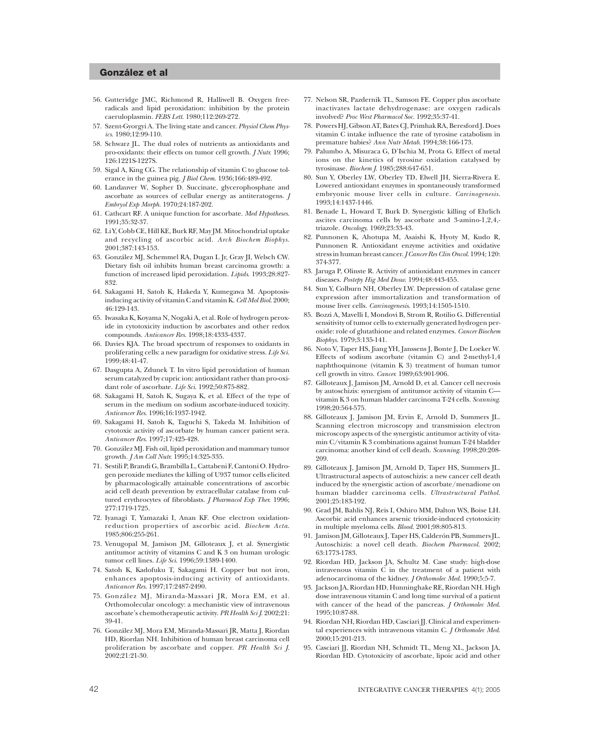56. Gutteridge JMC, Richmond R, Halliwell B. Oxygen free-radicals and lipid peroxidation: inhibition by the protein caeruloplasmin. *FEBS Lett*. 1980;112:269-272.
57. Szent-Gyorgyi A. The living state and cancer. *Physiol Chem Physics*. 1980;12:99-110.
58. Schwarz JL. The dual roles of nutrients as antioxidants and pro-oxidants: their effects on tumor cell growth. *J Nutr*. 1996; 126:1221S-1227S.
59. Sigal A, King CG. The relationship of vitamin C to glucose tolerance in the guinea pig. *J Biol Chem*. 1936;166:489-492.
60. Landauver W, Sopher D. Succinate, glycerophosphate and ascorbate as sources of cellular energy as antiteratogens. *J Embryol Exp Morph*. 1970;24:187-202.
61. Cathcart RF. A unique function for ascorbate. *Med Hypotheses*. 1991;35:32-37.
62. Li Y, Cobb CE, Hill KE, Burk RF, May JM. Mitochondrial uptake and recycling of ascorbic acid. *Arch Biochem Biophys*. 2001;387:143-153.
63. González MJ, Schemmel RA, Dugan L Jr, Gray JI, Welsch CW. Dietary fish oil inhibits human breast carcinoma growth: a function of increased lipid peroxidation. *Lipids*. 1993;28:827-832.
64. Sakagami H, Satoh K, Hakeda Y, Kumegawa M. Apoptosis-inducing activity of vitamin C and vitamin K. *Cell Mol Biol*. 2000; 46:129-143.
65. Iwasaka K, Koyama N, Nogaki A, et al. Role of hydrogen peroxide in cytotoxicity induction by ascorbates and other redox compounds. *Anticancer Res*. 1998;18:4333-4337.
66. Davies KJA. The broad spectrum of responses to oxidants in proliferating cells: a new paradigm for oxidative stress. *Life Sci*. 1999;48:41-47.
67. Dasgupta A, Zdunek T. In vitro lipid peroxidation of human serum catalyzed by cupric ion: antioxidant rather than pro-oxidant role of ascorbate. *Life Sci*. 1992;50:875-882.
68. Sakagami H, Satoh K, Sugaya K, et al. Effect of the type of serum in the medium on sodium ascorbate-induced toxicity. *Anticancer Res*. 1996;16:1937-1942.
69. Sakagami H, Satoh K, Taguchi S, Takeda M. Inhibition of cytotoxic activity of ascorbate by human cancer patient sera. *Anticancer Res*. 1997;17:425-428.
70. González MJ. Fish oil, lipid peroxidation and mammary tumor growth. *J Am Coll Nutr*. 1995;14:325-335.
71. Sestili P, Brandi G, Brambilla L, Cattabeni F, Cantoni O. Hydrogen peroxide mediates the killing of U937 tumor cells elicited by pharmacologically attainable concentrations of ascorbic acid cell death prevention by extracellular catalase from cultured erythrocytes of fibroblasts. *J Pharmacol Exp Ther*. 1996; 277:1719-1725.
72. Iyanagi T, Yamazaki I, Anan KF. One electron oxidation-reduction properties of ascorbic acid. *Biochem Acta*. 1985;806:255-261.
73. Venugopal M, Jamison JM, Gilloteaux J, et al. Synergistic antitumor activity of vitamins C and K 3 on human urologic tumor cell lines. *Life Sci*. 1996;59:1389-1400.
74. Satoh K, Kadofuku T, Sakagami H. Copper but not iron, enhances apoptosis-inducing activity of antioxidants. *Anticancer Res*. 1997;17:2487-2490.
75. González MJ, Miranda-Massari JR, Mora EM, et al. Orthomolecular oncology: a mechanistic view of intravenous ascorbate's chemotherapeutic activity. *PR Health Sci J*. 2002;21: 39-41.
76. González MJ, Mora EM, Miranda-Massari JR, Matta J, Riordan HD, Riordan NH. Inhibition of human breast carcinoma cell proliferation by ascorbate and copper. *PR Health Sci J*. 2002;21:21-30.
77. Nelson SR, Pazdernik TL, Samson FE. Copper plus ascorbate inactivates lactate dehydrogenase: are oxygen radicals involved? *Proc West Pharmacol Soc*. 1992;35:37-41.
78. Powers HJ, Gibson AT, Bates CJ, Primhak RA, Beresford J. Does vitamin C intake influence the rate of tyrosine catabolism in premature babies? *Ann Nutr Metab*. 1994;38:166-173.
79. Palumbo A, Misuraca G, D'Ischia M, Prota G. Effect of metal ions on the kinetics of tyrosine oxidation catalysed by tyrosinase. *Biochem J*. 1985;288:647-651.
80. Sun Y, Oberley LW, Oberley TD, Elwell JH, Sierra-Rivera E. Lowered antioxidant enzymes in spontaneously transformed embryonic mouse liver cells in culture. *Carcinogenesis*. 1993;14:1437-1446.
81. Benade L, Howard T, Burk D. Synergistic killing of Ehrlich ascites carcinoma cells by ascorbate and 3-amino-1,2,4,-triazole. *Oncology*. 1969;23:33-43.
82. Punnonen K, Ahotupa M, Asaishi K, Hyoty M, Kudo R, Punnonen R. Antioxidant enzyme activities and oxidative stress in human breast cancer. *J Cancer Res Clin Oncol*. 1994; 120: 374-377.
83. Jaruga P, Olinste R. Activity of antioxidant enzymes in cancer diseases. *Postepy Hig Med Dosw*. 1994;48:443-455.
84. Sun Y, Colburn NH, Oberley LW. Depression of catalase gene expression after immortalization and transformation of mouse liver cells. *Carcinogenesis*. 1993;14:1505-1510.
85. Bozzi A, Mavelli I, Mondovi B, Strom R, Rotilio G. Differential sensitivity of tumor cells to externally generated hydrogen peroxide: role of glutathione and related enzymes. *Cancer Biochem Biophys*. 1979;3:135-141.
86. Noto V, Taper HS, Jiang YH, Janssens J, Bonte J, De Loeker W. Effects of sodium ascorbate (vitamin C) and 2-methyl-1,4 naphthoquinone (vitamin K 3) treatment of human tumor cell growth in vitro. *Cancer*. 1989;63:901-906.
87. Gilloteaux J, Jamison JM, Arnold D, et al. Cancer cell necrosis by autoschizis: synergism of antitumor activity of vitamin C—vitamin K 3 on human bladder carcinoma T-24 cells. *Scanning*. 1998;20:564-575.
88. Gilloteaux J, Jamison JM, Ervin E, Arnold D, Summers JL. Scanning electron microscopy and transmission electron microscopy aspects of the synergistic antitumor activity of vitamin C/vitamin K 3 combinations against human T-24 bladder carcinoma: another kind of cell death. *Scanning*. 1998;20:208-209.
89. Gilloteaux J, Jamison JM, Arnold D, Taper HS, Summers JL. Ultrastructural aspects of autoschizis: a new cancer cell death induced by the synergistic action of ascorbate/menadione on human bladder carcinoma cells. *Ultrastructural Pathol*. 2001;25:183-192.
90. Grad JM, Bahlis NJ, Reis I, Oshiro MM, Dalton WS, Boise LH. Ascorbic acid enhances arsenic trioxide-induced cytotoxicity in multiple myeloma cells. *Blood*. 2001;98:805-813.
91. Jamison JM, Gilloteaux J, Taper HS, Calderón PB, Summers JL. Autoschizis: a novel cell death. *Biochem Pharmacol*. 2002; 63:1773-1783.
92. Riordan HD, Jackson JA, Schultz M. Case study: high-dose intravenous vitamin C in the treatment of a patient with adenocarcinoma of the kidney. *J Orthomolec Med*. 1990;5:5-7.
93. Jackson JA, Riordan HD, Hunninghake RE, Riordan NH. High dose intravenous vitamin C and long time survival of a patient with cancer of the head of the pancreas. *J Orthomolec Med*. 1995;10:87-88.
94. Riordan NH, Riordan HD, Casciari JJ. Clinical and experimental experiences with intravenous vitamin C. *J Orthomolec Med*. 2000;15:201-213.
95. Casciari JJ, Riordan NH, Schmidt TL, Meng XL, Jackson JA, Riordan HD. Cytotoxicity of ascorbate, lipoic acid and other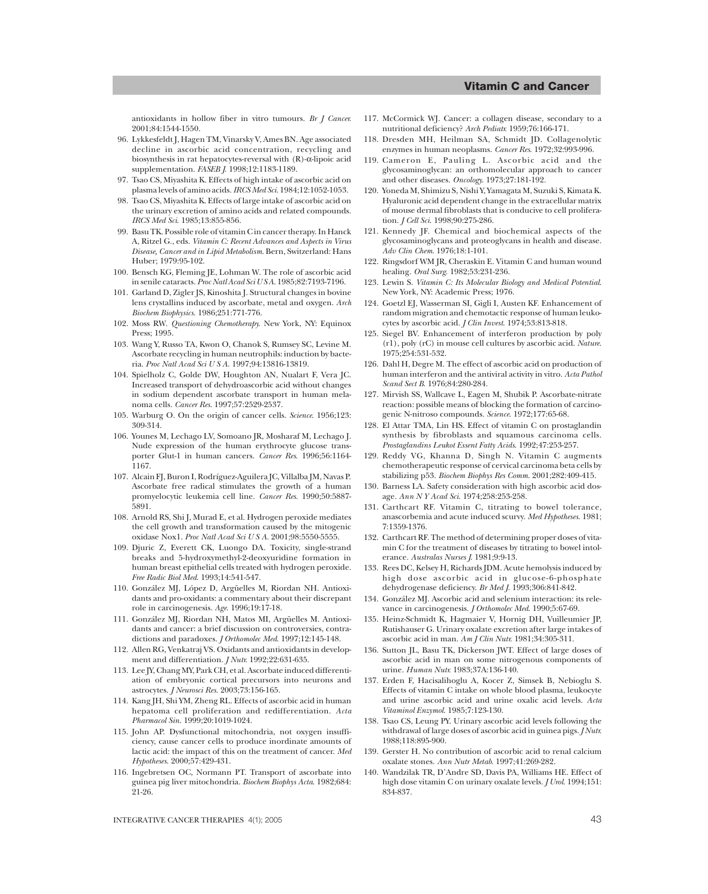antioxidants in hollow fiber in vitro tumours. *Br J Cancer.* 2001;84:1544-1550.

96. Lykkesfeldt J, Hagen TM, Vinarsky V, Ames BN. Age associated decline in ascorbic acid concentration, recycling and biosynthesis in rat hepatocytes-reversal with (R)-α-lipoic acid supplementation. *FASEB J.* 1998;12:1183-1189.
97. Tsao CS, Miyashita K. Effects of high intake of ascorbic acid on plasma levels of amino acids. *IRCS Med Sci.* 1984;12:1052-1053.
98. Tsao CS, Miyashita K. Effects of large intake of ascorbic acid on the urinary excretion of amino acids and related compounds. *IRCS Med Sci.* 1985;13:855-856.
99. Basu TK. Possible role of vitamin C in cancer therapy. In Hanck A, Ritzel G., eds. *Vitamin C: Recent Advances and Aspects in Virus Disease, Cancer and in Lipid Metabolism.* Bern, Switzerland: Hans Huber; 1979:95-102.
100. Bensch KG, Fleming JE, Lohman W. The role of ascorbic acid in senile cataracts. *Proc Natl Acad Sci U S A.* 1985;82:7193-7196.
101. Garland D, Zigler JS, Kinoshita J. Structural changes in bovine lens crystallins induced by ascorbate, metal and oxygen. *Arch Biochem Biophysics.* 1986;251:771-776.
102. Moss RW. *Questioning Chemotherapy.* New York, NY: Equinox Press; 1995.
103. Wang Y, Russo TA, Kwon O, Chanok S, Rumsey SC, Levine M. Ascorbate recycling in human neutrophils: induction by bacteria. *Proc Natl Acad Sci U S A.* 1997;94:13816-13819.
104. Spielholz C, Golde DW, Houghton AN, Nualart F, Vera JC. Increased transport of dehydroascorbic acid without changes in sodium dependent ascorbate transport in human melanoma cells. *Cancer Res.* 1997;57:2529-2537.
105. Warburg O. On the origin of cancer cells. *Science.* 1956;123: 309-314.
106. Younes M, Lechago LV, Somoano JR, Mosharaf M, Lechago J. Nude expression of the human erythrocyte glucose transporter Glut-1 in human cancers. *Cancer Res.* 1996;56:1164-1167.
107. Alcain FJ, Buron I, Rodríguez-Aguilera JC, Villalba JM, Navas P. Ascorbate free radical stimulates the growth of a human promyelocytic leukemia cell line. *Cancer Res.* 1990;50:5887-5891.
108. Arnold RS, Shi J, Murad E, et al. Hydrogen peroxide mediates the cell growth and transformation caused by the mitogenic oxidase Nox1. *Proc Natl Acad Sci U S A.* 2001;98:5550-5555.
109. Djuric Z, Everett CK, Luongo DA. Toxicity, single-strand breaks and 5-hydroxymethyl-2-deoxyuridine formation in human breast epithelial cells treated with hydrogen peroxide. *Free Radic Biol Med.* 1993;14:541-547.
110. González MJ, López D, Argüelles M, Riordan NH. Antioxidants and pro-oxidants: a commentary about their discrepant role in carcinogenesis. *Age.* 1996;19:17-18.
111. González MJ, Riordan NH, Matos MI, Argüelles M. Antioxidants and cancer: a brief discussion on controversies, contradictions and paradoxes. *J Orthomolec Med.* 1997;12:145-148.
112. Allen RG, Venkatraj VS. Oxidants and antioxidants in development and differentiation. *J Nutr.* 1992;22:631-635.
113. Lee JY, Chang MY, Park CH, et al. Ascorbate induced differentiation of embryonic cortical precursors into neurons and astrocytes. *J Neurosci Res.* 2003;73:156-165.
114. Kang JH, Shi YM, Zheng RL. Effects of ascorbic acid in human hepatoma cell proliferation and redifferentiation. *Acta Pharmacol Sin.* 1999;20:1019-1024.
115. John AP. Dysfunctional mitochondria, not oxygen insufficiency, cause cancer cells to produce inordinate amounts of lactic acid: the impact of this on the treatment of cancer. *Med Hypotheses.* 2000;57:429-431.
116. Ingebretsen OC, Normann PT. Transport of ascorbate into guinea pig liver mitochondria. *Biochem Biophys Acta.* 1982;684: 21-26.
117. McCormick WJ. Cancer: a collagen disease, secondary to a nutritional deficiency? *Arch Pediatr.* 1959;76:166-171.
118. Dresden MH, Heilman SA, Schmidt JD. Collagenolytic enzymes in human neoplasms. *Cancer Res.* 1972;32:993-996.
119. Cameron E, Pauling L. Ascorbic acid and the glycosaminoglycan: an orthomolecular approach to cancer and other diseases. *Oncology.* 1973;27:181-192.
120. Yoneda M, Shimizu S, Nishi Y, Yamagata M, Suzuki S, Kimata K. Hyaluronic acid dependent change in the extracellular matrix of mouse dermal fibroblasts that is conducive to cell proliferation. *J Cell Sci.* 1998;90:275-286.
121. Kennedy JF. Chemical and biochemical aspects of the glycosaminoglycans and proteoglycans in health and disease. *Adv Clin Chem.* 1976;18:1-101.
122. Ringsdorf WM JR, Cheraskin E. Vitamin C and human wound healing. *Oral Surg.* 1982;53:231-236.
123. Lewin S. *Vitamin C: Its Molecular Biology and Medical Potential.* New York, NY: Academic Press; 1976.
124. Goetzl EJ, Wasserman SI, Gigli I, Austen KF. Enhancement of random migration and chemotactic response of human leukocytes by ascorbic acid. *J Clin Invest.* 1974;53:813-818.
125. Siegel BV. Enhancement of interferon production by poly (r1), poly (rC) in mouse cell cultures by ascorbic acid. *Nature.* 1975;254:531-532.
126. Dahl H, Degre M. The effect of ascorbic acid on production of human interferon and the antiviral activity in vitro. *Acta Pathol Scand Sect B.* 1976;84:280-284.
127. Mirvish SS, Wallcave L, Eagen M, Shubik P. Ascorbate-nitrate reaction: possible means of blocking the formation of carcinogenic N-nitroso compounds. *Science.* 1972;177:65-68.
128. El Attar TMA, Lin HS. Effect of vitamin C on prostaglandin synthesis by fibroblasts and squamous carcinoma cells. *Prostaglandins Leukot Essent Fatty Acids.* 1992;47:253-257.
129. Reddy VG, Khanna D, Singh N. Vitamin C augments chemotherapeutic response of cervical carcinoma beta cells by stabilizing p53. *Biochem Biophys Res Comm.* 2001;282:409-415.
130. Barness LA. Safety consideration with high ascorbic acid dosage. *Ann N Y Acad Sci.* 1974;258:253-258.
131. Carthcart RF. Vitamin C, titrating to bowel tolerance, anascorbemia and acute induced scurvy. *Med Hypotheses.* 1981; 7:1359-1376.
132. Carthcart RF. The method of determining proper doses of vitamin C for the treatment of diseases by titrating to bowel intolerance. *Australas Nurses J.* 1981;9:9-13.
133. Rees DC, Kelsey H, Richards JDM. Acute hemolysis induced by high dose ascorbic acid in glucose-6-phosphate dehydrogenase deficiency. *Br Med J.* 1993;306:841-842.
134. González MJ. Ascorbic acid and selenium interaction: its relevance in carcinogenesis. *J Orthomolec Med.* 1990;5:67-69.
135. Heinz-Schmidt K, Hagmaier V, Hornig DH, Vuilleumier JP, Rutishauser G. Urinary oxalate excretion after large intakes of ascorbic acid in man. *Am J Clin Nutr.* 1981;34:305-311.
136. Sutton JL, Basu TK, Dickerson JWT. Effect of large doses of ascorbic acid in man on some nitrogenous components of urine. *Human Nutr.* 1983;37A:136-140.
137. Erden F, Hacisalihoglu A, Kocer Z, Simsek B, Nebioglu S. Effects of vitamin C intake on whole blood plasma, leukocyte and urine ascorbic acid and urine oxalic acid levels. *Acta Vitaminol Enzymol.* 1985;7:123-130.
138. Tsao CS, Leung PY. Urinary ascorbic acid levels following the withdrawal of large doses of ascorbic acid in guinea pigs. *J Nutr.* 1988;118:895-900.
139. Gerster H. No contribution of ascorbic acid to renal calcium oxalate stones. *Ann Nutr Metab.* 1997;41:269-282.
140. Wandzilak TR, D'Andre SD, Davis PA, Williams HE. Effect of high dose vitamin C on urinary oxalate levels. *J Urol.* 1994;151: 834-837.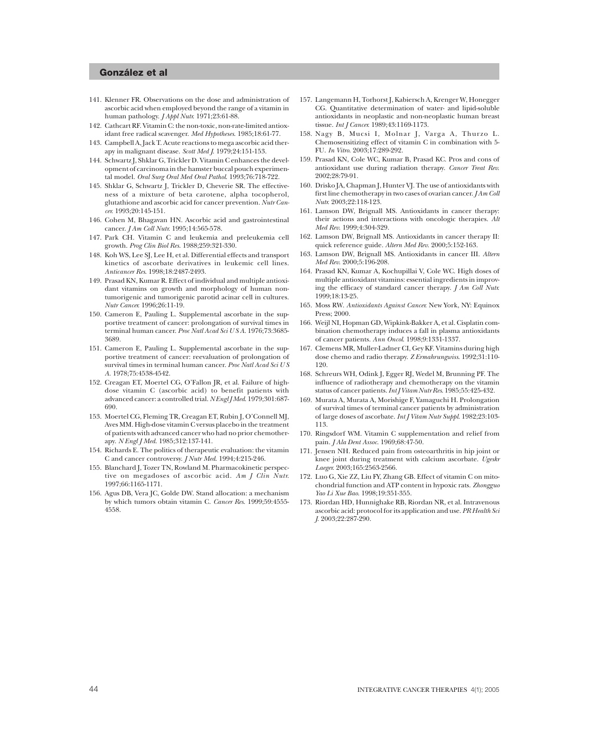141. Klenner FR. Observations on the dose and administration of ascorbic acid when employed beyond the range of a vitamin in human pathology. *J Appl Nutr.* 1971;23:61-88.
142. Cathcart RF. Vitamin C: the non-toxic, non-rate-limited antioxidant free radical scavenger. *Med Hypotheses.* 1985;18:61-77.
143. Campbell A, Jack T. Acute reactions to mega ascorbic acid therapy in malignant disease. *Scott Med J.* 1979;24:151-153.
144. Schwartz J, Shklar G, Trickler D. Vitamin C enhances the development of carcinoma in the hamster buccal pouch experimental model. *Oral Surg Oral Med Oral Pathol.* 1993;76:718-722.
145. Shklar G, Schwartz J, Trickler D, Cheverie SR. The effectiveness of a mixture of beta carotene, alpha tocopherol, glutathione and ascorbic acid for cancer prevention. *Nutr Cancer.* 1993;20:145-151.
146. Cohen M, Bhagavan HN. Ascorbic acid and gastrointestinal cancer. *J Am Coll Nutr.* 1995;14:565-578.
147. Park CH. Vitamin C and leukemia and preleukemia cell growth. *Prog Clin Biol Res.* 1988;259:321-330.
148. Koh WS, Lee SJ, Lee H, et al. Differential effects and transport kinetics of ascorbate derivatives in leukemic cell lines. *Anticancer Res.* 1998;18:2487-2493.
149. Prasad KN, Kumar R. Effect of individual and multiple antioxidant vitamins on growth and morphology of human nontumorigenic and tumorigenic parotid acinar cell in cultures. *Nutr Cancer.* 1996;26:11-19.
150. Cameron E, Pauling L. Supplemental ascorbate in the supportive treatment of cancer: prolongation of survival times in terminal human cancer. *Proc Natl Acad Sci U S A.* 1976;73:3685-3689.
151. Cameron E, Pauling L. Supplemental ascorbate in the supportive treatment of cancer: reevaluation of prolongation of survival times in terminal human cancer. *Proc Natl Acad Sci U S A.* 1978;75:4538-4542.
152. Creagan ET, Moertel CG, O'Fallon JR, et al. Failure of high-dose vitamin C (ascorbic acid) to benefit patients with advanced cancer: a controlled trial. *N Engl J Med.* 1979;301:687-690.
153. Moertel CG, Fleming TR, Creagan ET, Rubin J, O'Connell MJ, Aves MM. High-dose vitamin C versus placebo in the treatment of patients with advanced cancer who had no prior chemotherapy. *N Engl J Med.* 1985;312:137-141.
154. Richards E. The politics of therapeutic evaluation: the vitamin C and cancer controversy. *J Nutr Med.* 1994;4:215-246.
155. Blanchard J, Tozer TN, Rowland M. Pharmacokinetic perspective on megadoses of ascorbic acid. *Am J Clin Nutr.* 1997;66:1165-1171.
156. Agus DB, Vera JC, Golde DW. Stand allocation: a mechanism by which tumors obtain vitamin C. *Cancer Res.* 1999;59:4555-4558.
157. Langemann H, Torhorst J, Kabiersch A, Krenger W, Honegger CG. Quantitative determination of water- and lipid-soluble antioxidants in neoplastic and non-neoplastic human breast tissue. *Int J Cancer.* 1989;43:1169-1173.
158. Nagy B, Mucsi I, Molnar J, Varga A, Thurzo L. Chemosensitizing effect of vitamin C in combination with 5-FU. *In Vitro.* 2003;17:289-292.
159. Prasad KN, Cole WC, Kumar B, Prasad KC. Pros and cons of antioxidant use during radiation therapy. *Cancer Treat Rev.* 2002;28:79-91.
160. Drisko JA, Chapman J, Hunter VJ. The use of antioxidants with first line chemotherapy in two cases of ovarian cancer. *J Am Coll Nutr.* 2003;22:118-123.
161. Lamson DW, Brignall MS. Antioxidants in cancer therapy: their actions and interactions with oncologic therapies. *Alt Med Rev.* 1999;4:304-329.
162. Lamson DW, Brignall MS. Antioxidants in cancer therapy II: quick reference guide. *Altern Med Rev.* 2000;5:152-163.
163. Lamson DW, Brignall MS. Antioxidants in cancer III. *Altern Med Rev.* 2000;5:196-208.
164. Prasad KN, Kumar A, Kochupillai V, Cole WC. High doses of multiple antioxidant vitamins: essential ingredients in improving the efficacy of standard cancer therapy. *J Am Coll Nutr.* 1999;18:13-25.
165. Moss RW. *Antioxidants Against Cancer.* New York, NY: Equinox Press; 2000.
166. Weijl NI, Hopman GD, Wipkink-Bakker A, et al. Cisplatin combination chemotherapy induces a fall in plasma antioxidants of cancer patients. *Ann Oncol.* 1998;9:1331-1337.
167. Clemens MR, Muller-Ladner CI, Gey KF. Vitamins during high dose chemo and radio therapy. *Z Ermahrungswiss.* 1992;31:110-120.
168. Schreurs WH, Odink J, Egger RJ, Wedel M, Brunning PF. The influence of radiotherapy and chemotherapy on the vitamin status of cancer patients. *Int J Vitam Nutr Res.* 1985;55:425-432.
169. Murata A, Murata A, Morishige F, Yamaguchi H. Prolongation of survival times of terminal cancer patients by administration of large doses of ascorbate. *Int J Vitam Nutr Suppl.* 1982;23:103-113.
170. Ringsdorf WM. Vitamin C supplementation and relief from pain. *J Ala Dent Assoc.* 1969;68:47-50.
171. Jensen NH. Reduced pain from osteoarthritis in hip joint or knee joint during treatment with calcium ascorbate. *Ugeskr Laeger.* 2003;165:2563-2566.
172. Luo G, Xie ZZ, Liu FY, Zhang GB. Effect of vitamin C on mitochondrial function and ATP content in hypoxic rats. *Zhongguo Yao Li Xue Bao.* 1998;19:351-355.
173. Riordan HD, Hunnighake RB, Riordan NR, et al. Intravenous ascorbic acid: protocol for its application and use. *PR Health Sci J.* 2003;22:287-290.